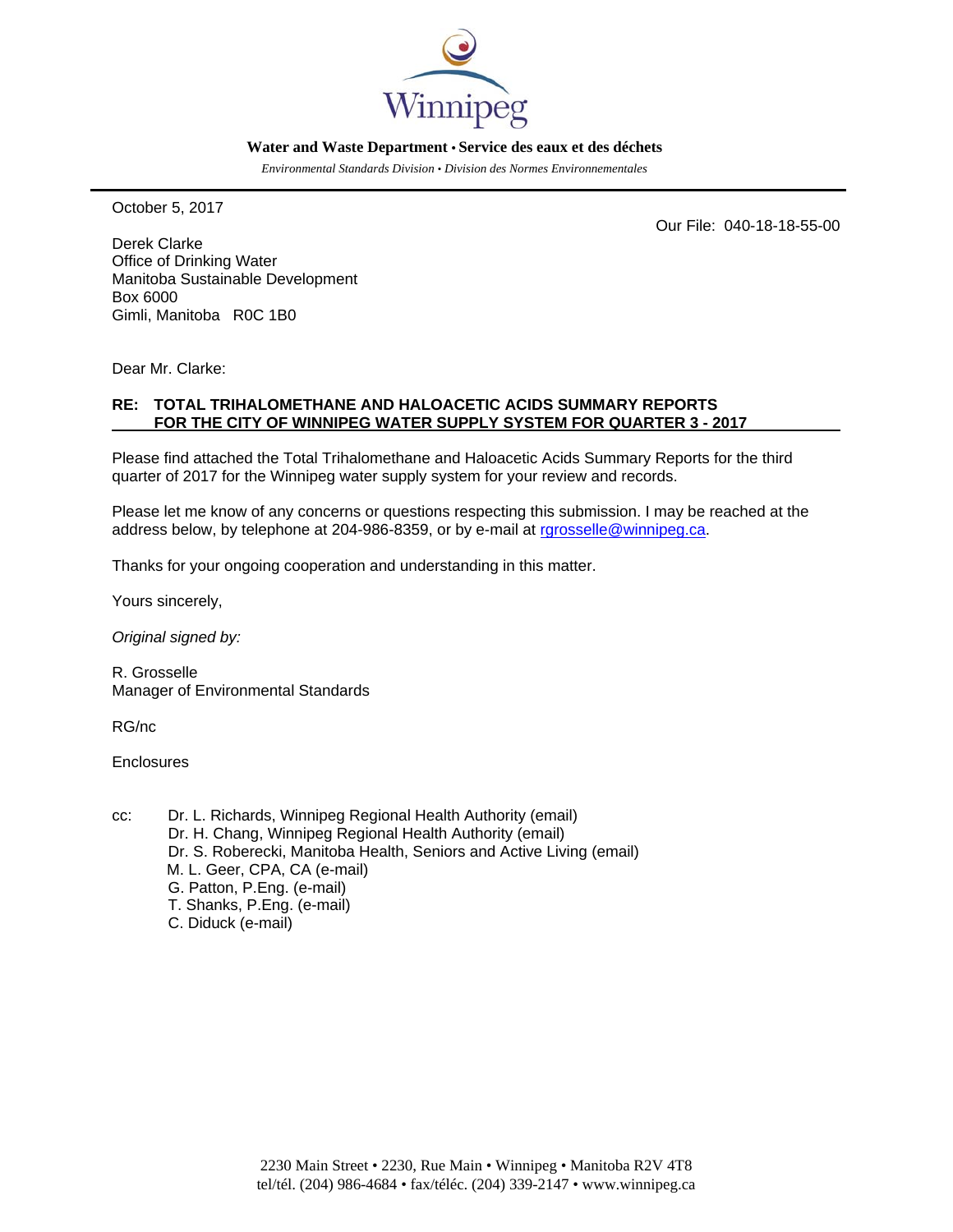Winnipeg

**Water and Waste Department • Service des eaux et des déchets**

*Environmental Standards Division • Division des Normes Environnementales*

---

October 5, 2017

Our File: 040-18-18-55-00

Derek Clarke
Office of Drinking Water
Manitoba Sustainable Development
Box 6000
Gimli, Manitoba R0C 1B0

Dear Mr. Clarke:

**RE: TOTAL TRIHALOMETHANE AND HALOACETIC ACIDS SUMMARY REPORTS FOR THE CITY OF WINNIPEG WATER SUPPLY SYSTEM FOR QUARTER 3 - 2017**

Please find attached the Total Trihalomethane and Haloacetic Acids Summary Reports for the third quarter of 2017 for the Winnipeg water supply system for your review and records.

Please let me know of any concerns or questions respecting this submission. I may be reached at the address below, by telephone at 204-986-8359, or by e-mail at rgrosselle@winnipeg.ca.

Thanks for your ongoing cooperation and understanding in this matter.

Yours sincerely,

*Original signed by:*

R. Grosselle
Manager of Environmental Standards

RG/nc

Enclosures

cc: Dr. L. Richards, Winnipeg Regional Health Authority (email)
Dr. H. Chang, Winnipeg Regional Health Authority (email)
Dr. S. Roberecki, Manitoba Health, Seniors and Active Living (email)
M. L. Geer, CPA, CA (e-mail)
G. Patton, P.Eng. (e-mail)
T. Shanks, P.Eng. (e-mail)
C. Diduck (e-mail)

2230 Main Street • 2230, Rue Main • Winnipeg • Manitoba R2V 4T8
tel/tél. (204) 986-4684 • fax/téléc. (204) 339-2147 • www.winnipeg.ca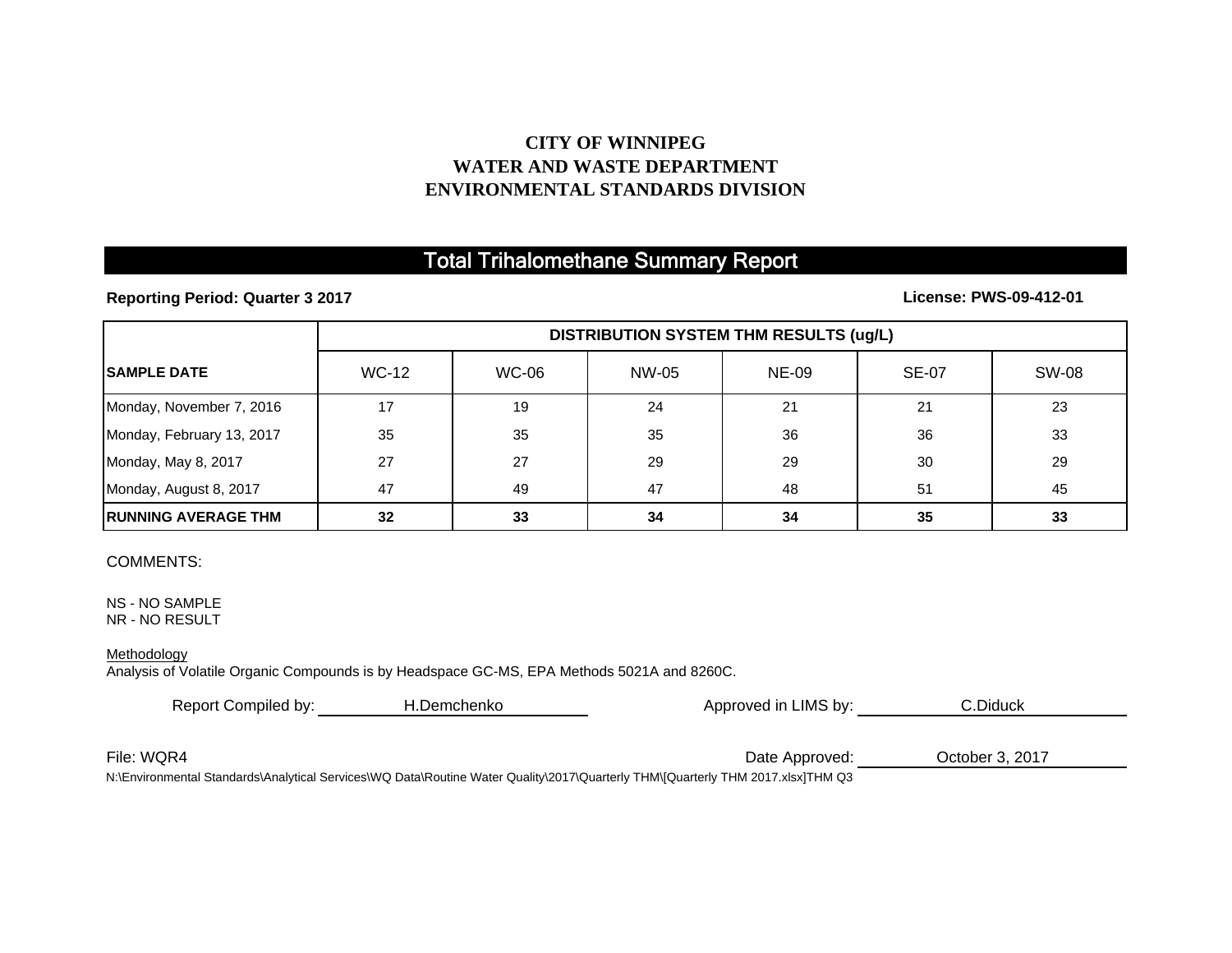**CITY OF WINNIPEG**
**WATER AND WASTE DEPARTMENT**
**ENVIRONMENTAL STANDARDS DIVISION**

# Total Trihalomethane Summary Report

**Reporting Period: Quarter 3 2017** **License: PWS-09-412-01**

| | DISTRIBUTION SYSTEM THM RESULTS (ug/L) | | | | | |
|---|---|---|---|---|---|---|
| **SAMPLE DATE** | WC-12 | WC-06 | NW-05 | NE-09 | SE-07 | SW-08 |
| Monday, November 7, 2016 | 17 | 19 | 24 | 21 | 21 | 23 |
| Monday, February 13, 2017 | 35 | 35 | 35 | 36 | 36 | 33 |
| Monday, May 8, 2017 | 27 | 27 | 29 | 29 | 30 | 29 |
| Monday, August 8, 2017 | 47 | 49 | 47 | 48 | 51 | 45 |
| **RUNNING AVERAGE THM** | **32** | **33** | **34** | **34** | **35** | **33** |

COMMENTS:

NS - NO SAMPLE
NR - NO RESULT

Methodology
Analysis of Volatile Organic Compounds is by Headspace GC-MS, EPA Methods 5021A and 8260C.

Report Compiled by: H.Demchenko

Approved in LIMS by: C.Diduck

File: WQR4

Date Approved: October 3, 2017

N:\Environmental Standards\Analytical Services\WQ Data\Routine Water Quality\2017\Quarterly THM\[Quarterly THM 2017.xlsx]THM Q3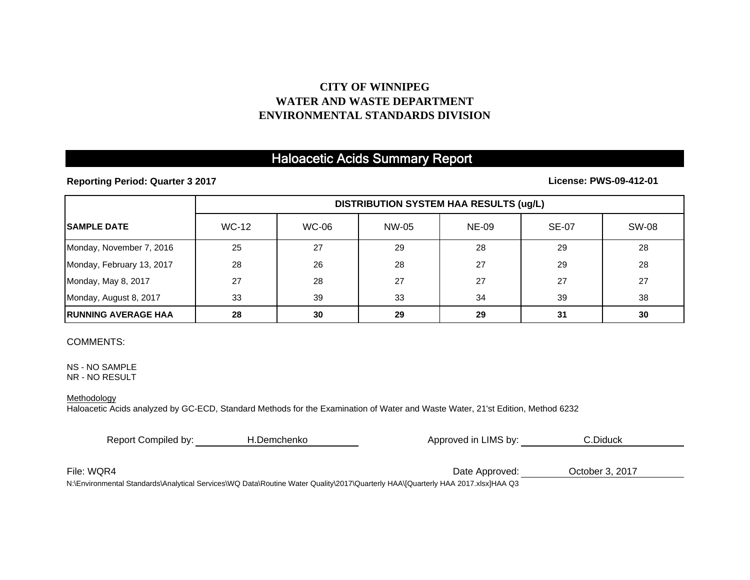**CITY OF WINNIPEG**
**WATER AND WASTE DEPARTMENT**
**ENVIRONMENTAL STANDARDS DIVISION**

## Haloacetic Acids Summary Report

**Reporting Period: Quarter 3 2017** **License: PWS-09-412-01**

| | DISTRIBUTION SYSTEM HAA RESULTS (ug/L) | | | | | |
|---|---|---|---|---|---|---|
| **SAMPLE DATE** | WC-12 | WC-06 | NW-05 | NE-09 | SE-07 | SW-08 |
| Monday, November 7, 2016 | 25 | 27 | 29 | 28 | 29 | 28 |
| Monday, February 13, 2017 | 28 | 26 | 28 | 27 | 29 | 28 |
| Monday, May 8, 2017 | 27 | 28 | 27 | 27 | 27 | 27 |
| Monday, August 8, 2017 | 33 | 39 | 33 | 34 | 39 | 38 |
| **RUNNING AVERAGE HAA** | **28** | **30** | **29** | **29** | **31** | **30** |

COMMENTS:

NS - NO SAMPLE
NR - NO RESULT

Methodology
Haloacetic Acids analyzed by GC-ECD, Standard Methods for the Examination of Water and Waste Water, 21'st Edition, Method 6232

Report Compiled by: H.Demchenko

Approved in LIMS by: C.Diduck

File: WQR4

Date Approved: October 3, 2017

N:\Environmental Standards\Analytical Services\WQ Data\Routine Water Quality\2017\Quarterly HAA\[Quarterly HAA 2017.xlsx]HAA Q3